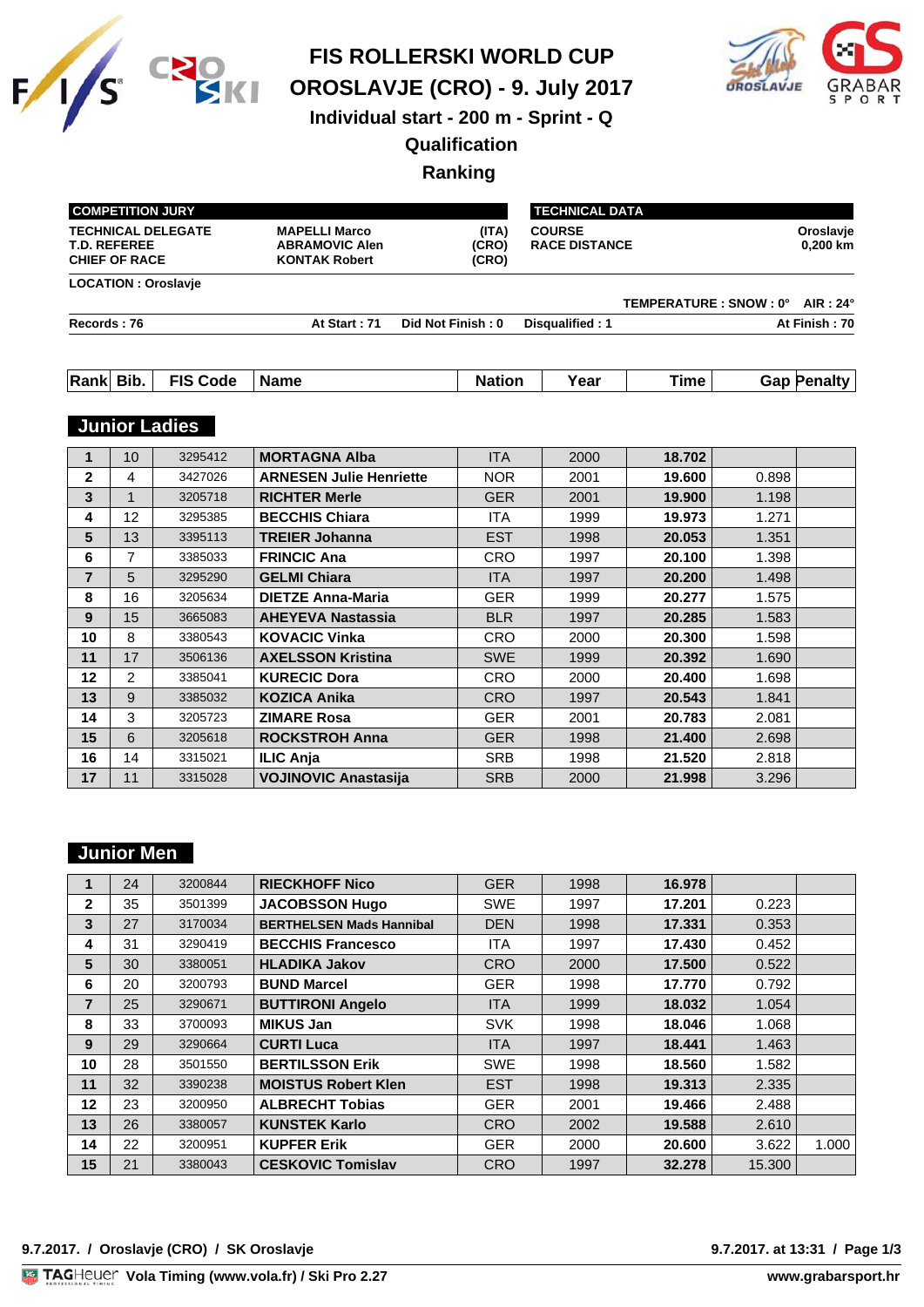# FIS ROLLERSKI WORLD CUP
# OROSLAVJE (CRO) - 9. July 2017
## Individual start - 200 m - Sprint - Q
## Qualification
## Ranking

| COMPETITION JURY | | |
|---|---|---|
| TECHNICAL DELEGATE | MAPELLI Marco | (ITA) |
| T.D. REFEREE | ABRAMOVIC Alen | (CRO) |
| CHIEF OF RACE | KONTAK Robert | (CRO) |

| TECHNICAL DATA | |
|---|---|
| COURSE | Oroslavje |
| RACE DISTANCE | 0,200 km |

**LOCATION : Oroslavje**

**TEMPERATURE : SNOW : 0° AIR : 24°**

**Records : 76** | **At Start : 71** | **Did Not Finish : 0** | **Disqualified : 1** | **At Finish : 70**

### Junior Ladies

| Rank | Bib. | FIS Code | Name | Nation | Year | Time | Gap | Penalty |
|---|---|---|---|---|---|---|---|---|
| 1 | 10 | 3295412 | MORTAGNA Alba | ITA | 2000 | 18.702 | | |
| 2 | 4 | 3427026 | ARNESEN Julie Henriette | NOR | 2001 | 19.600 | 0.898 | |
| 3 | 1 | 3205718 | RICHTER Merle | GER | 2001 | 19.900 | 1.198 | |
| 4 | 12 | 3295385 | BECCHIS Chiara | ITA | 1999 | 19.973 | 1.271 | |
| 5 | 13 | 3395113 | TREIER Johanna | EST | 1998 | 20.053 | 1.351 | |
| 6 | 7 | 3385033 | FRINCIC Ana | CRO | 1997 | 20.100 | 1.398 | |
| 7 | 5 | 3295290 | GELMI Chiara | ITA | 1997 | 20.200 | 1.498 | |
| 8 | 16 | 3205634 | DIETZE Anna-Maria | GER | 1999 | 20.277 | 1.575 | |
| 9 | 15 | 3665083 | AHEYEVA Nastassia | BLR | 1997 | 20.285 | 1.583 | |
| 10 | 8 | 3380543 | KOVACIC Vinka | CRO | 2000 | 20.300 | 1.598 | |
| 11 | 17 | 3506136 | AXELSSON Kristina | SWE | 1999 | 20.392 | 1.690 | |
| 12 | 2 | 3385041 | KURECIC Dora | CRO | 2000 | 20.400 | 1.698 | |
| 13 | 9 | 3385032 | KOZICA Anika | CRO | 1997 | 20.543 | 1.841 | |
| 14 | 3 | 3205723 | ZIMARE Rosa | GER | 2001 | 20.783 | 2.081 | |
| 15 | 6 | 3205618 | ROCKSTROH Anna | GER | 1998 | 21.400 | 2.698 | |
| 16 | 14 | 3315021 | ILIC Anja | SRB | 1998 | 21.520 | 2.818 | |
| 17 | 11 | 3315028 | VOJINOVIC Anastasija | SRB | 2000 | 21.998 | 3.296 | |

### Junior Men

| Rank | Bib. | FIS Code | Name | Nation | Year | Time | Gap | Penalty |
|---|---|---|---|---|---|---|---|---|
| 1 | 24 | 3200844 | RIECKHOFF Nico | GER | 1998 | 16.978 | | |
| 2 | 35 | 3501399 | JACOBSSON Hugo | SWE | 1997 | 17.201 | 0.223 | |
| 3 | 27 | 3170034 | BERTHELSEN Mads Hannibal | DEN | 1998 | 17.331 | 0.353 | |
| 4 | 31 | 3290419 | BECCHIS Francesco | ITA | 1997 | 17.430 | 0.452 | |
| 5 | 30 | 3380051 | HLADIKA Jakov | CRO | 2000 | 17.500 | 0.522 | |
| 6 | 20 | 3200793 | BUND Marcel | GER | 1998 | 17.770 | 0.792 | |
| 7 | 25 | 3290671 | BUTTIRONI Angelo | ITA | 1999 | 18.032 | 1.054 | |
| 8 | 33 | 3700093 | MIKUS Jan | SVK | 1998 | 18.046 | 1.068 | |
| 9 | 29 | 3290664 | CURTI Luca | ITA | 1997 | 18.441 | 1.463 | |
| 10 | 28 | 3501550 | BERTILSSON Erik | SWE | 1998 | 18.560 | 1.582 | |
| 11 | 32 | 3390238 | MOISTUS Robert Klen | EST | 1998 | 19.313 | 2.335 | |
| 12 | 23 | 3200950 | ALBRECHT Tobias | GER | 2001 | 19.466 | 2.488 | |
| 13 | 26 | 3380057 | KUNSTEK Karlo | CRO | 2002 | 19.588 | 2.610 | |
| 14 | 22 | 3200951 | KUPFER Erik | GER | 2000 | 20.600 | 3.622 | 1.000 |
| 15 | 21 | 3380043 | CESKOVIC Tomislav | CRO | 1997 | 32.278 | 15.300 | |

9.7.2017. / Oroslavje (CRO) / SK Oroslavje — 9.7.2017. at 13:31

Vola Timing (www.vola.fr) / Ski Pro 2.27 — www.grabarsport.hr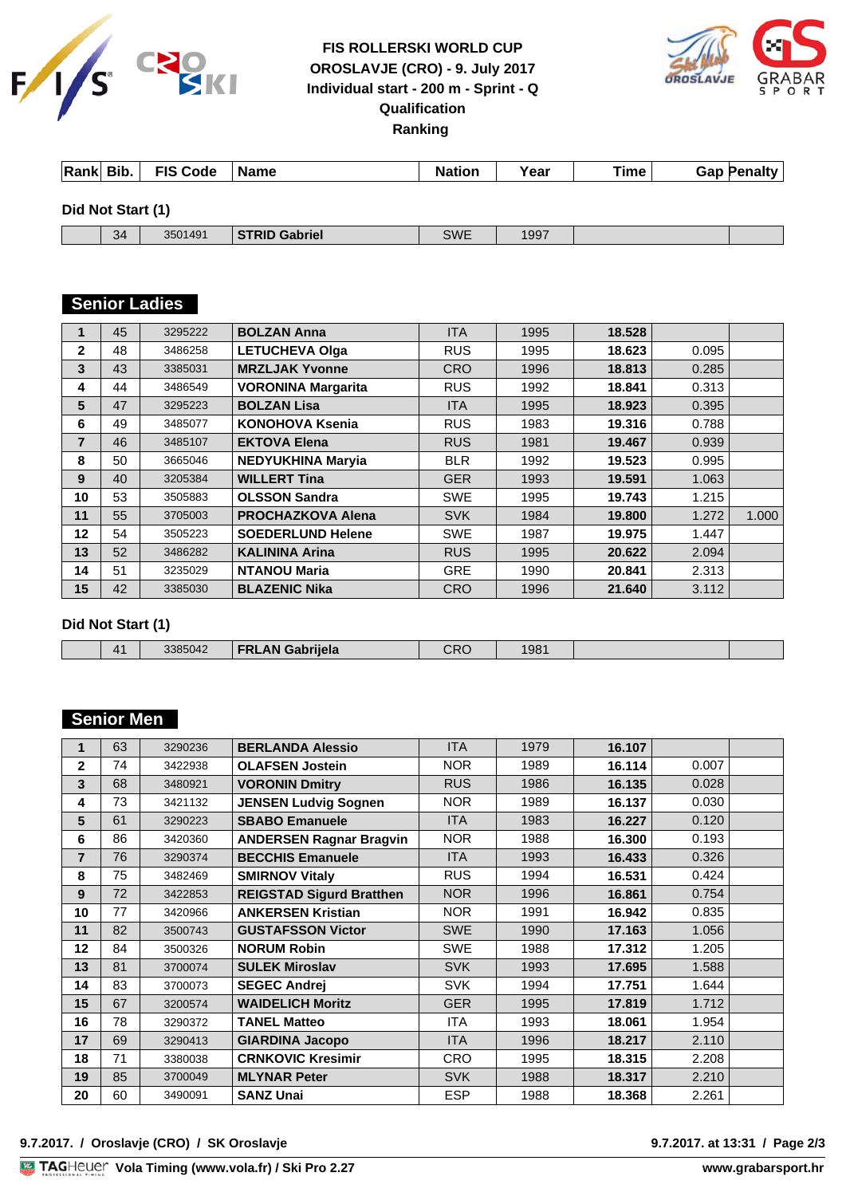# FIS ROLLERSKI WORLD CUP
## OROSLAVJE (CRO) - 9. July 2017
## Individual start - 200 m - Sprint - Q
## Qualification
## Ranking

| Rank | Bib. | FIS Code | Name | Nation | Year | Time | Gap | Penalty |
|---|---|---|---|---|---|---|---|---|

**Did Not Start (1)**

| Rank | Bib. | FIS Code | Name | Nation | Year | Time | Gap | Penalty |
|---|---|---|---|---|---|---|---|---|
| | 34 | 3501491 | **STRID Gabriel** | SWE | 1997 | | | |

## Senior Ladies

| Rank | Bib. | FIS Code | Name | Nation | Year | Time | Gap | Penalty |
|---|---|---|---|---|---|---|---|---|
| **1** | 45 | 3295222 | **BOLZAN Anna** | ITA | 1995 | **18.528** | | |
| **2** | 48 | 3486258 | **LETUCHEVA Olga** | RUS | 1995 | **18.623** | 0.095 | |
| **3** | 43 | 3385031 | **MRZLJAK Yvonne** | CRO | 1996 | **18.813** | 0.285 | |
| **4** | 44 | 3486549 | **VORONINA Margarita** | RUS | 1992 | **18.841** | 0.313 | |
| **5** | 47 | 3295223 | **BOLZAN Lisa** | ITA | 1995 | **18.923** | 0.395 | |
| **6** | 49 | 3485077 | **KONOHOVA Ksenia** | RUS | 1983 | **19.316** | 0.788 | |
| **7** | 46 | 3485107 | **EKTOVA Elena** | RUS | 1981 | **19.467** | 0.939 | |
| **8** | 50 | 3665046 | **NEDYUKHINA Maryia** | BLR | 1992 | **19.523** | 0.995 | |
| **9** | 40 | 3205384 | **WILLERT Tina** | GER | 1993 | **19.591** | 1.063 | |
| **10** | 53 | 3505883 | **OLSSON Sandra** | SWE | 1995 | **19.743** | 1.215 | |
| **11** | 55 | 3705003 | **PROCHAZKOVA Alena** | SVK | 1984 | **19.800** | 1.272 | 1.000 |
| **12** | 54 | 3505223 | **SOEDERLUND Helene** | SWE | 1987 | **19.975** | 1.447 | |
| **13** | 52 | 3486282 | **KALININA Arina** | RUS | 1995 | **20.622** | 2.094 | |
| **14** | 51 | 3235029 | **NTANOU Maria** | GRE | 1990 | **20.841** | 2.313 | |
| **15** | 42 | 3385030 | **BLAZENIC Nika** | CRO | 1996 | **21.640** | 3.112 | |

**Did Not Start (1)**

| Rank | Bib. | FIS Code | Name | Nation | Year | Time | Gap | Penalty |
|---|---|---|---|---|---|---|---|---|
| | 41 | 3385042 | **FRLAN Gabrijela** | CRO | 1981 | | | |

## Senior Men

| Rank | Bib. | FIS Code | Name | Nation | Year | Time | Gap | Penalty |
|---|---|---|---|---|---|---|---|---|
| **1** | 63 | 3290236 | **BERLANDA Alessio** | ITA | 1979 | **16.107** | | |
| **2** | 74 | 3422938 | **OLAFSEN Jostein** | NOR | 1989 | **16.114** | 0.007 | |
| **3** | 68 | 3480921 | **VORONIN Dmitry** | RUS | 1986 | **16.135** | 0.028 | |
| **4** | 73 | 3421132 | **JENSEN Ludvig Sognen** | NOR | 1989 | **16.137** | 0.030 | |
| **5** | 61 | 3290223 | **SBABO Emanuele** | ITA | 1983 | **16.227** | 0.120 | |
| **6** | 86 | 3420360 | **ANDERSEN Ragnar Bragvin** | NOR | 1988 | **16.300** | 0.193 | |
| **7** | 76 | 3290374 | **BECCHIS Emanuele** | ITA | 1993 | **16.433** | 0.326 | |
| **8** | 75 | 3482469 | **SMIRNOV Vitaly** | RUS | 1994 | **16.531** | 0.424 | |
| **9** | 72 | 3422853 | **REIGSTAD Sigurd Bratthen** | NOR | 1996 | **16.861** | 0.754 | |
| **10** | 77 | 3420966 | **ANKERSEN Kristian** | NOR | 1991 | **16.942** | 0.835 | |
| **11** | 82 | 3500743 | **GUSTAFSSON Victor** | SWE | 1990 | **17.163** | 1.056 | |
| **12** | 84 | 3500326 | **NORUM Robin** | SWE | 1988 | **17.312** | 1.205 | |
| **13** | 81 | 3700074 | **SULEK Miroslav** | SVK | 1993 | **17.695** | 1.588 | |
| **14** | 83 | 3700073 | **SEGEC Andrej** | SVK | 1994 | **17.751** | 1.644 | |
| **15** | 67 | 3200574 | **WAIDELICH Moritz** | GER | 1995 | **17.819** | 1.712 | |
| **16** | 78 | 3290372 | **TANEL Matteo** | ITA | 1993 | **18.061** | 1.954 | |
| **17** | 69 | 3290413 | **GIARDINA Jacopo** | ITA | 1996 | **18.217** | 2.110 | |
| **18** | 71 | 3380038 | **CRNKOVIC Kresimir** | CRO | 1995 | **18.315** | 2.208 | |
| **19** | 85 | 3700049 | **MLYNAR Peter** | SVK | 1988 | **18.317** | 2.210 | |
| **20** | 60 | 3490091 | **SANZ Unai** | ESP | 1988 | **18.368** | 2.261 | |

9.7.2017. / Oroslavje (CRO) / SK Oroslavje — 9.7.2017. at 13:31

Vola Timing (www.vola.fr) / Ski Pro 2.27 — www.grabarsport.hr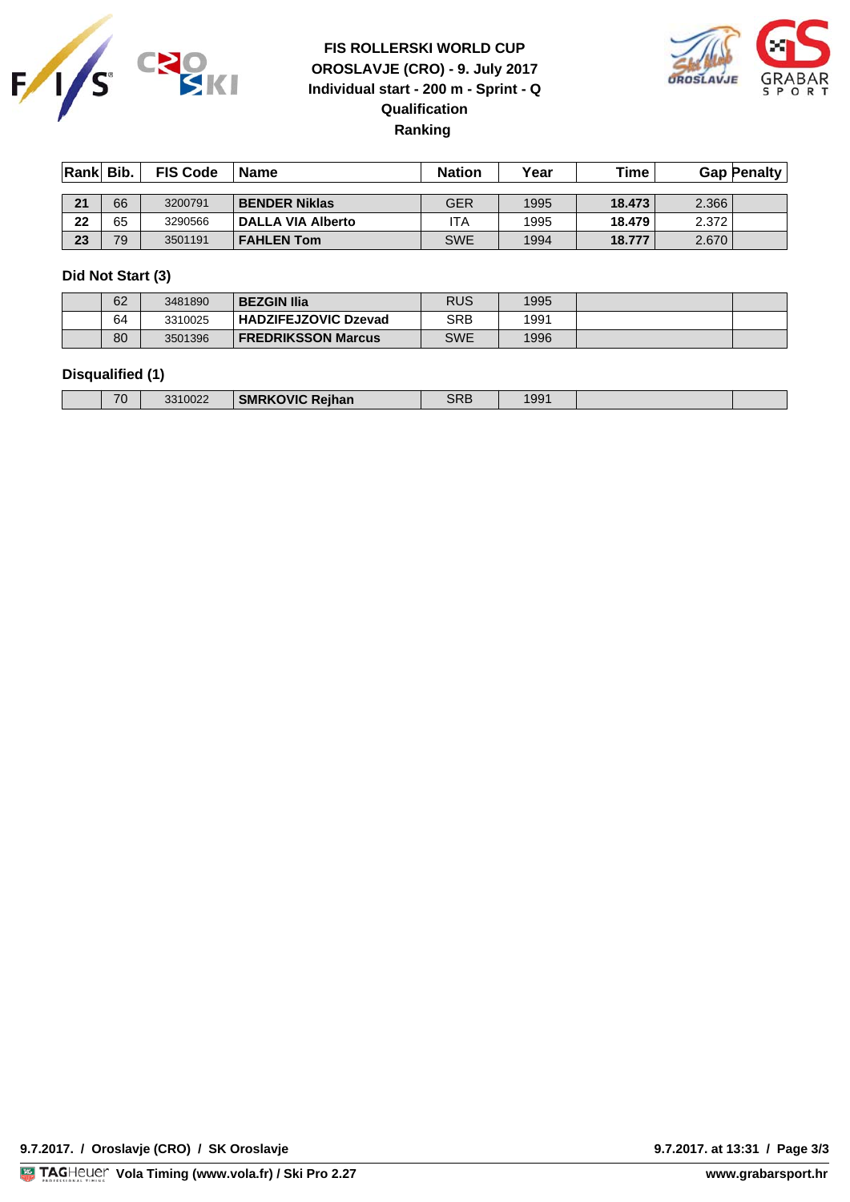# FIS ROLLERSKI WORLD CUP
## OROSLAVJE (CRO) - 9. July 2017
## Individual start - 200 m - Sprint - Q
## Qualification
## Ranking

| Rank | Bib. | FIS Code | Name | Nation | Year | Time | Gap | Penalty |
|---|---|---|---|---|---|---|---|---|
| **21** | 66 | 3200791 | **BENDER Niklas** | GER | 1995 | **18.473** | 2.366 | |
| **22** | 65 | 3290566 | **DALLA VIA Alberto** | ITA | 1995 | **18.479** | 2.372 | |
| **23** | 79 | 3501191 | **FAHLEN Tom** | SWE | 1994 | **18.777** | 2.670 | |

**Did Not Start (3)**

| | Bib. | FIS Code | Name | Nation | Year | | |
|---|---|---|---|---|---|---|---|
| | 62 | 3481890 | **BEZGIN Ilia** | RUS | 1995 | | |
| | 64 | 3310025 | **HADZIFEJZOVIC Dzevad** | SRB | 1991 | | |
| | 80 | 3501396 | **FREDRIKSSON Marcus** | SWE | 1996 | | |

**Disqualified (1)**

| | Bib. | FIS Code | Name | Nation | Year | | |
|---|---|---|---|---|---|---|---|
| | 70 | 3310022 | **SMRKOVIC Rejhan** | SRB | 1991 | | |

9.7.2017. / Oroslavje (CRO) / SK Oroslavje

9.7.2017. at 13:31

Vola Timing (www.vola.fr) / Ski Pro 2.27

www.grabarsport.hr